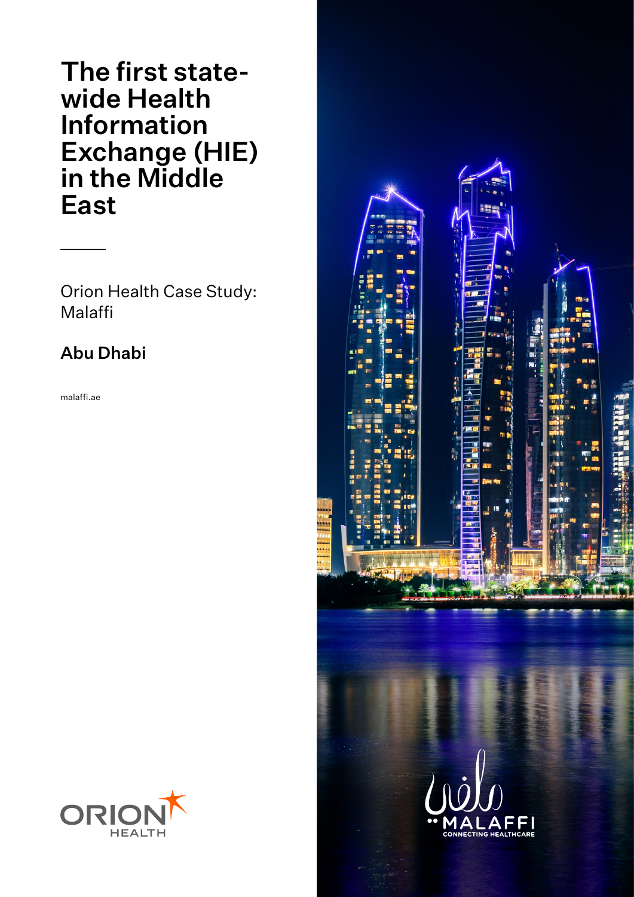# The first state-wide Health Information Exchange (HIE) in the Middle East

Orion Health Case Study: Malaffi

**Abu Dhabi**

malaffi.ae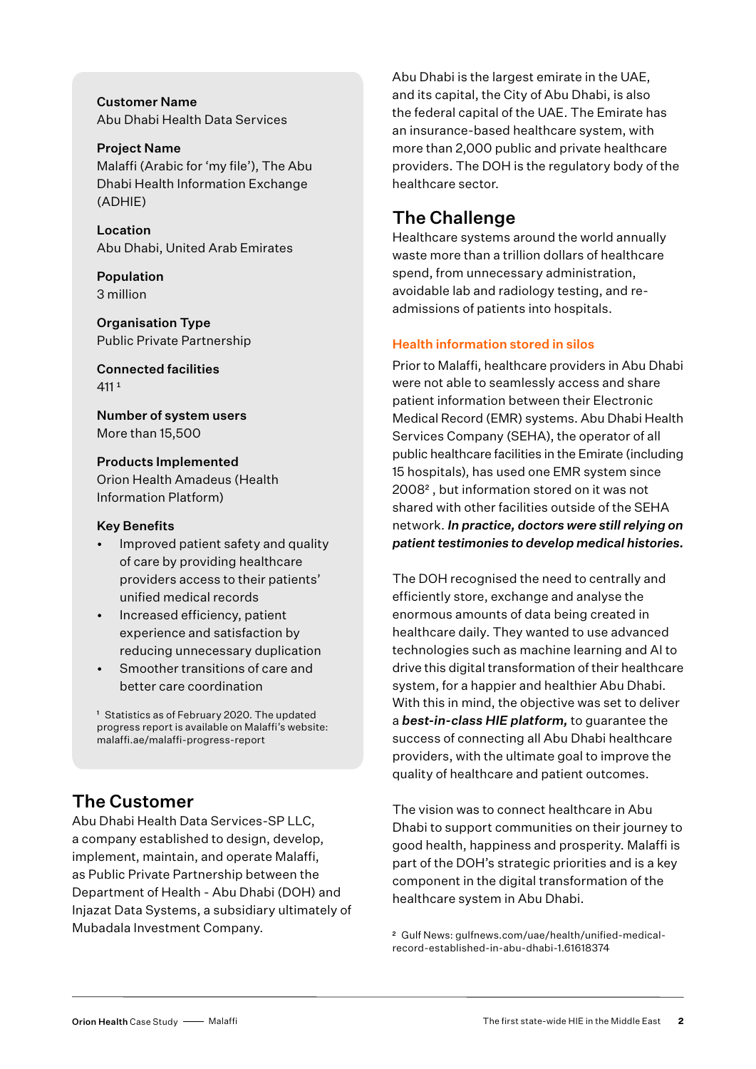**Customer Name**
Abu Dhabi Health Data Services

**Project Name**
Malaffi (Arabic for 'my file'), The Abu Dhabi Health Information Exchange (ADHIE)

**Location**
Abu Dhabi, United Arab Emirates

**Population**
3 million

**Organisation Type**
Public Private Partnership

**Connected facilities**
411 [1]

**Number of system users**
More than 15,500

**Products Implemented**
Orion Health Amadeus (Health Information Platform)

**Key Benefits**

- Improved patient safety and quality of care by providing healthcare providers access to their patients' unified medical records
- Increased efficiency, patient experience and satisfaction by reducing unnecessary duplication
- Smoother transitions of care and better care coordination

[1] Statistics as of February 2020. The updated progress report is available on Malaffi's website: malaffi.ae/malaffi-progress-report

## The Customer

Abu Dhabi Health Data Services-SP LLC, a company established to design, develop, implement, maintain, and operate Malaffi, as Public Private Partnership between the Department of Health - Abu Dhabi (DOH) and Injazat Data Systems, a subsidiary ultimately of Mubadala Investment Company.

Abu Dhabi is the largest emirate in the UAE, and its capital, the City of Abu Dhabi, is also the federal capital of the UAE. The Emirate has an insurance-based healthcare system, with more than 2,000 public and private healthcare providers. The DOH is the regulatory body of the healthcare sector.

## The Challenge

Healthcare systems around the world annually waste more than a trillion dollars of healthcare spend, from unnecessary administration, avoidable lab and radiology testing, and re-admissions of patients into hospitals.

### Health information stored in silos

Prior to Malaffi, healthcare providers in Abu Dhabi were not able to seamlessly access and share patient information between their Electronic Medical Record (EMR) systems. Abu Dhabi Health Services Company (SEHA), the operator of all public healthcare facilities in the Emirate (including 15 hospitals), has used one EMR system since 2008[2], but information stored on it was not shared with other facilities outside of the SEHA network. ***In practice, doctors were still relying on patient testimonies to develop medical histories.***

The DOH recognised the need to centrally and efficiently store, exchange and analyse the enormous amounts of data being created in healthcare daily. They wanted to use advanced technologies such as machine learning and AI to drive this digital transformation of their healthcare system, for a happier and healthier Abu Dhabi. With this in mind, the objective was set to deliver a ***best-in-class HIE platform,*** to guarantee the success of connecting all Abu Dhabi healthcare providers, with the ultimate goal to improve the quality of healthcare and patient outcomes.

The vision was to connect healthcare in Abu Dhabi to support communities on their journey to good health, happiness and prosperity. Malaffi is part of the DOH's strategic priorities and is a key component in the digital transformation of the healthcare system in Abu Dhabi.

[2] Gulf News: gulfnews.com/uae/health/unified-medical-record-established-in-abu-dhabi-1.61618374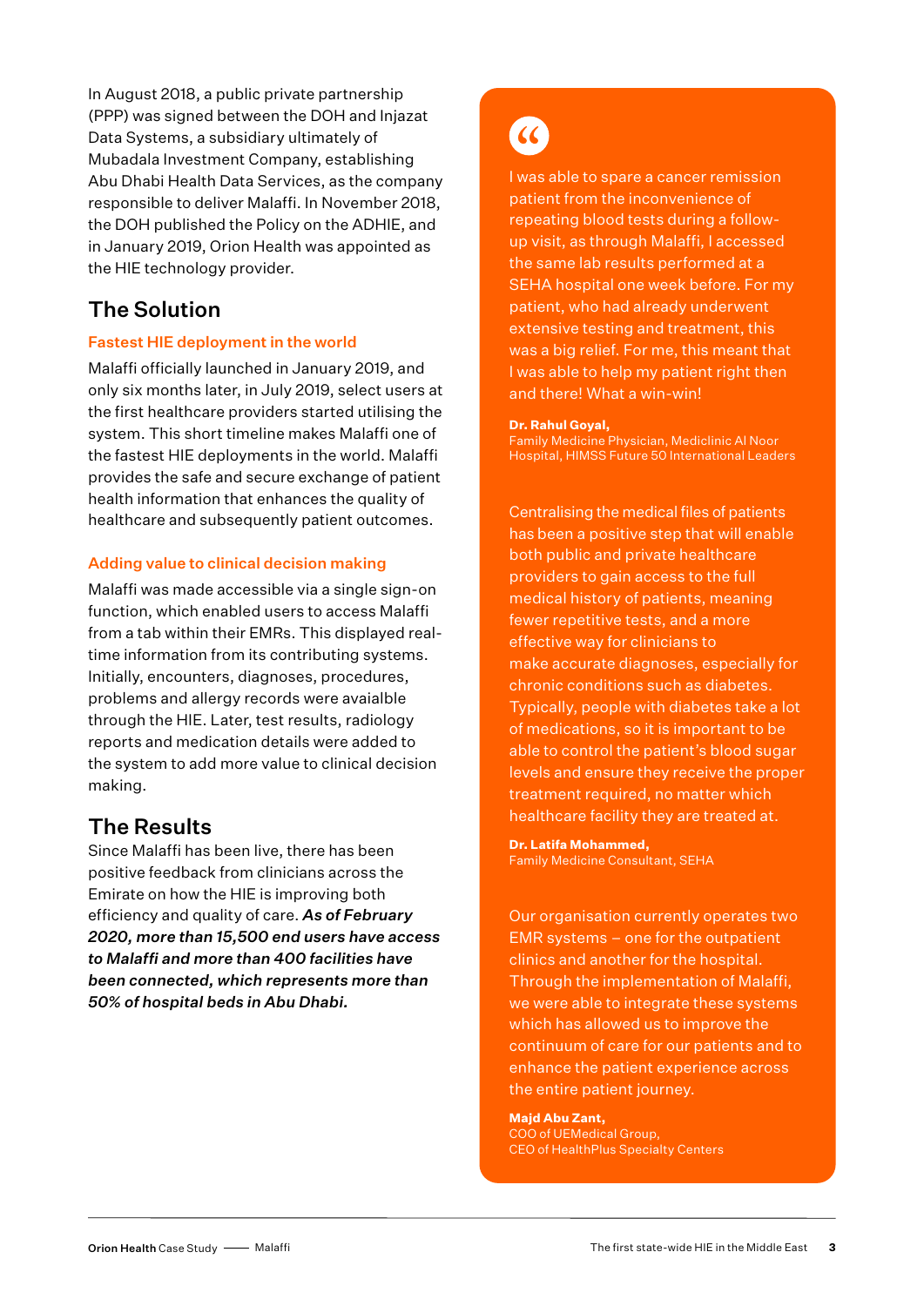In August 2018, a public private partnership (PPP) was signed between the DOH and Injazat Data Systems, a subsidiary ultimately of Mubadala Investment Company, establishing Abu Dhabi Health Data Services, as the company responsible to deliver Malaffi. In November 2018, the DOH published the Policy on the ADHIE, and in January 2019, Orion Health was appointed as the HIE technology provider.

## The Solution

### Fastest HIE deployment in the world

Malaffi officially launched in January 2019, and only six months later, in July 2019, select users at the first healthcare providers started utilising the system. This short timeline makes Malaffi one of the fastest HIE deployments in the world. Malaffi provides the safe and secure exchange of patient health information that enhances the quality of healthcare and subsequently patient outcomes.

### Adding value to clinical decision making

Malaffi was made accessible via a single sign-on function, which enabled users to access Malaffi from a tab within their EMRs. This displayed real-time information from its contributing systems. Initially, encounters, diagnoses, procedures, problems and allergy records were avaialble through the HIE. Later, test results, radiology reports and medication details were added to the system to add more value to clinical decision making.

## The Results

Since Malaffi has been live, there has been positive feedback from clinicians across the Emirate on how the HIE is improving both efficiency and quality of care. ***As of February 2020, more than 15,500 end users have access to Malaffi and more than 400 facilities have been connected, which represents more than 50% of hospital beds in Abu Dhabi.***

> I was able to spare a cancer remission patient from the inconvenience of repeating blood tests during a follow-up visit, as through Malaffi, I accessed the same lab results performed at a SEHA hospital one week before. For my patient, who had already underwent extensive testing and treatment, this was a big relief. For me, this meant that I was able to help my patient right then and there! What a win-win!
>
> **Dr. Rahul Goyal,**
> Family Medicine Physician, Mediclinic Al Noor Hospital, HIMSS Future 50 International Leaders

> Centralising the medical files of patients has been a positive step that will enable both public and private healthcare providers to gain access to the full medical history of patients, meaning fewer repetitive tests, and a more effective way for clinicians to make accurate diagnoses, especially for chronic conditions such as diabetes. Typically, people with diabetes take a lot of medications, so it is important to be able to control the patient's blood sugar levels and ensure they receive the proper treatment required, no matter which healthcare facility they are treated at.
>
> **Dr. Latifa Mohammed,**
> Family Medicine Consultant, SEHA

> Our organisation currently operates two EMR systems – one for the outpatient clinics and another for the hospital. Through the implementation of Malaffi, we were able to integrate these systems which has allowed us to improve the continuum of care for our patients and to enhance the patient experience across the entire patient journey.
>
> **Majd Abu Zant,**
> COO of UEMedical Group,
> CEO of HealthPlus Specialty Centers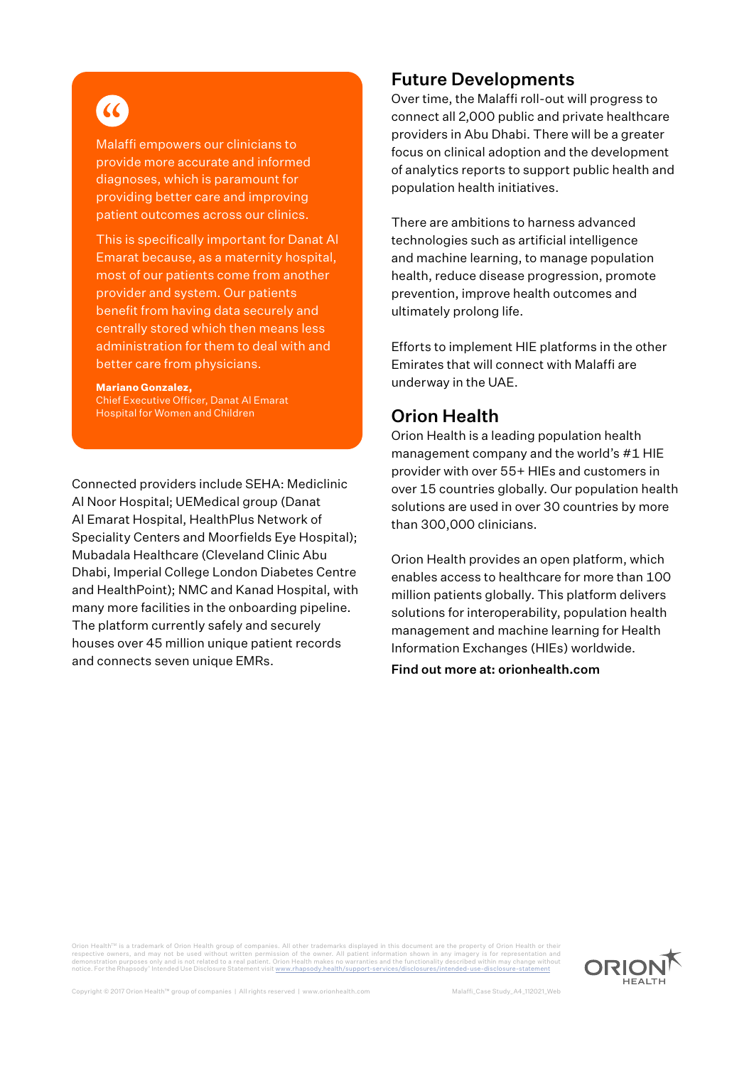> Malaffi empowers our clinicians to provide more accurate and informed diagnoses, which is paramount for providing better care and improving patient outcomes across our clinics.
>
> This is specifically important for Danat Al Emarat because, as a maternity hospital, most of our patients come from another provider and system. Our patients benefit from having data securely and centrally stored which then means less administration for them to deal with and better care from physicians.
>
> **Mariano Gonzalez,**
> Chief Executive Officer, Danat Al Emarat Hospital for Women and Children

Connected providers include SEHA: Mediclinic Al Noor Hospital; UEMedical group (Danat Al Emarat Hospital, HealthPlus Network of Speciality Centers and Moorfields Eye Hospital); Mubadala Healthcare (Cleveland Clinic Abu Dhabi, Imperial College London Diabetes Centre and HealthPoint); NMC and Kanad Hospital, with many more facilities in the onboarding pipeline. The platform currently safely and securely houses over 45 million unique patient records and connects seven unique EMRs.

## Future Developments

Over time, the Malaffi roll-out will progress to connect all 2,000 public and private healthcare providers in Abu Dhabi. There will be a greater focus on clinical adoption and the development of analytics reports to support public health and population health initiatives.

There are ambitions to harness advanced technologies such as artificial intelligence and machine learning, to manage population health, reduce disease progression, promote prevention, improve health outcomes and ultimately prolong life.

Efforts to implement HIE platforms in the other Emirates that will connect with Malaffi are underway in the UAE.

## Orion Health

Orion Health is a leading population health management company and the world's #1 HIE provider with over 55+ HIEs and customers in over 15 countries globally. Our population health solutions are used in over 30 countries by more than 300,000 clinicians.

Orion Health provides an open platform, which enables access to healthcare for more than 100 million patients globally. This platform delivers solutions for interoperability, population health management and machine learning for Health Information Exchanges (HIEs) worldwide.

**Find out more at: orionhealth.com**

Orion Health™ is a trademark of Orion Health group of companies. All other trademarks displayed in this document are the property of Orion Health or their respective owners, and may not be used without written permission of the owner. All patient information shown in any imagery is for representation and demonstration purposes only and is not related to a real patient. Orion Health makes no warranties and the functionality described within may change without notice. For the Rhapsody® Intended Use Disclosure Statement visit www.rhapsody.health/support-services/disclosures/intended-use-disclosure-statement

Copyright © 2017 Orion Health™ group of companies | All rights reserved | www.orionhealth.com

Malaffi_Case Study_A4_112021_Web